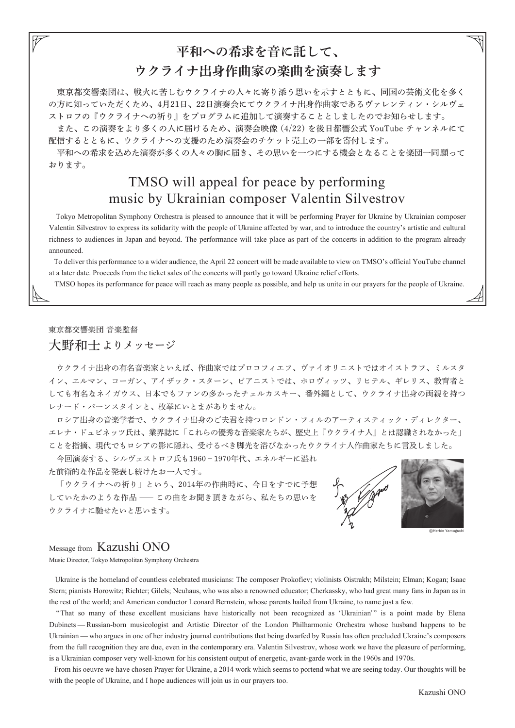# 平和への希求を音に託して、ウクライナ出身作曲家の楽曲を演奏します

東京都交響楽団は、戦火に苦しむウクライナの人々に寄り添う思いを示すとともに、同国の芸術文化を多くの方に知っていただくため、4月21日、22日演奏会にてウクライナ出身作曲家であるヴァレンティン・シルヴェストロフの『ウクライナへの祈り』をプログラムに追加して演奏することとしましたのでお知らせします。

また、この演奏をより多くの人に届けるため、演奏会映像（4/22）を後日都響公式 YouTube チャンネルにて配信するとともに、ウクライナへの支援のため演奏会のチケット売上の一部を寄付します。

平和への希求を込めた演奏が多くの人々の胸に届き、その思いを一つにする機会となることを楽団一同願っております。

# TMSO will appeal for peace by performing music by Ukrainian composer Valentin Silvestrov

Tokyo Metropolitan Symphony Orchestra is pleased to announce that it will be performing Prayer for Ukraine by Ukrainian composer Valentin Silvestrov to express its solidarity with the people of Ukraine affected by war, and to introduce the country's artistic and cultural richness to audiences in Japan and beyond. The performance will take place as part of the concerts in addition to the program already announced.

To deliver this performance to a wider audience, the April 22 concert will be made available to view on TMSO's official YouTube channel at a later date. Proceeds from the ticket sales of the concerts will partly go toward Ukraine relief efforts.

TMSO hopes its performance for peace will reach as many people as possible, and help us unite in our prayers for the people of Ukraine.

東京都交響楽団 音楽監督

## 大野和士よりメッセージ

ウクライナ出身の有名音楽家といえば、作曲家ではプロコフィエフ、ヴァイオリニストではオイストラフ、ミルスタイン、エルマン、コーガン、アイザック・スターン、ピアニストでは、ホロヴィッツ、リヒテル、ギレリス、教育者としても有名なネイガウス、日本でもファンの多かったチェルカスキー、番外編として、ウクライナ出身の両親を持つレナード・バーンスタインと、枚挙にいとまがありません。

ロシア出身の音楽学者で、ウクライナ出身のご夫君を持つロンドン・フィルのアーティスティック・ディレクター、エレナ・ドュビネッツ氏は、業界誌に「これらの優秀な音楽家たちが、歴史上『ウクライナ人』とは認識されなかった」ことを指摘、現代でもロシアの影に隠れ、受けるべき脚光を浴びなかったウクライナ人作曲家たちに言及しました。

今回演奏する、シルヴェストロフ氏も1960－1970年代、エネルギーに溢れた前衛的な作品を発表し続けたお一人です。

「ウクライナへの祈り」という、2014年の作曲時に、今日をすでに予想していたかのような作品 ── この曲をお聞き頂きながら、私たちの思いをウクライナに馳せたいと思います。

©Herbie Yamaguchi

## Message from Kazushi ONO

Music Director, Tokyo Metropolitan Symphony Orchestra

Ukraine is the homeland of countless celebrated musicians: The composer Prokofiev; violinists Oistrakh; Milstein; Elman; Kogan; Isaac Stern; pianists Horowitz; Richter; Gilels; Neuhaus, who was also a renowned educator; Cherkassky, who had great many fans in Japan as in the rest of the world; and American conductor Leonard Bernstein, whose parents hailed from Ukraine, to name just a few.

"That so many of these excellent musicians have historically not been recognized as 'Ukrainian'" is a point made by Elena Dubinets — Russian-born musicologist and Artistic Director of the London Philharmonic Orchestra whose husband happens to be Ukrainian — who argues in one of her industry journal contributions that being dwarfed by Russia has often precluded Ukraine's composers from the full recognition they are due, even in the contemporary era. Valentin Silvestrov, whose work we have the pleasure of performing, is a Ukrainian composer very well-known for his consistent output of energetic, avant-garde work in the 1960s and 1970s.

From his oeuvre we have chosen Prayer for Ukraine, a 2014 work which seems to portend what we are seeing today. Our thoughts will be with the people of Ukraine, and I hope audiences will join us in our prayers too.

Kazushi ONO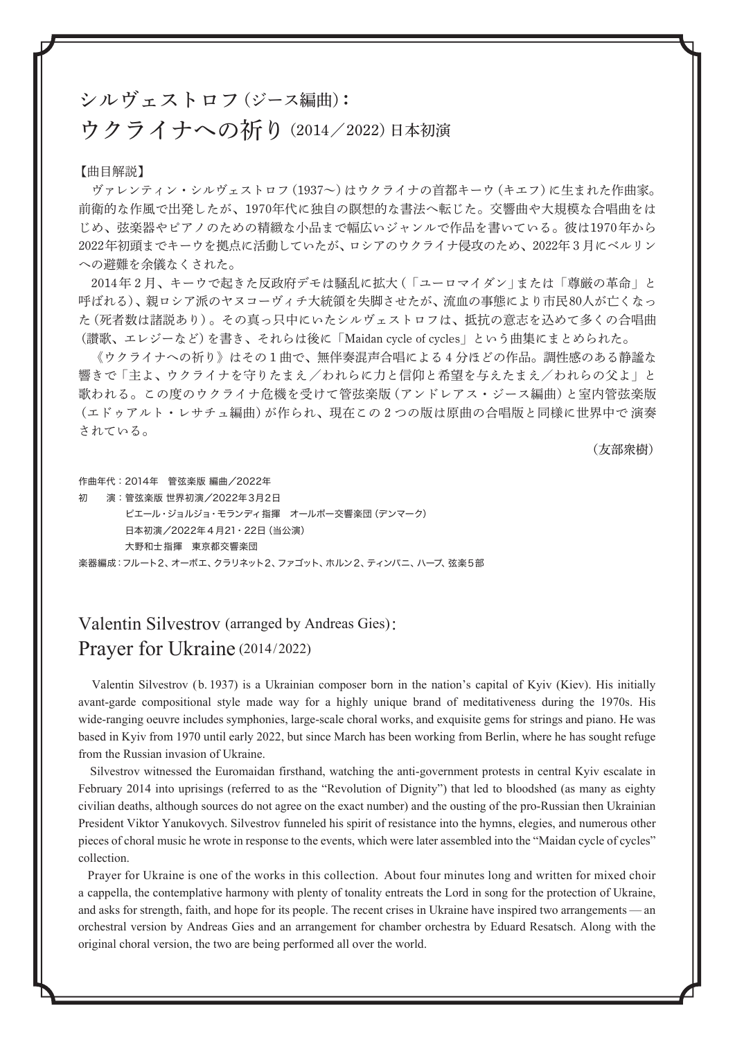# シルヴェストロフ（ジース編曲）：
# ウクライナへの祈り（2014／2022）日本初演

【曲目解説】

ヴァレンティン・シルヴェストロフ（1937〜）はウクライナの首都キーウ（キエフ）に生まれた作曲家。前衛的な作風で出発したが、1970年代に独自の瞑想的な書法へ転じた。交響曲や大規模な合唱曲をはじめ、弦楽器やピアノのための精緻な小品まで幅広いジャンルで作品を書いている。彼は1970年から2022年初頭までキーウを拠点に活動していたが、ロシアのウクライナ侵攻のため、2022年３月にベルリンへの避難を余儀なくされた。

2014年２月、キーウで起きた反政府デモは騒乱に拡大（「ユーロマイダン」または「尊厳の革命」と呼ばれる）、親ロシア派のヤヌコーヴィチ大統領を失脚させたが、流血の事態により市民80人が亡くなった（死者数は諸説あり）。その真っ只中にいたシルヴェストロフは、抵抗の意志を込めて多くの合唱曲（讃歌、エレジーなど）を書き、それらは後に「Maidan cycle of cycles」という曲集にまとめられた。

《ウクライナへの祈り》はその１曲で、無伴奏混声合唱による４分ほどの作品。調性感のある静謐な響きで「主よ、ウクライナを守りたまえ／われらに力と信仰と希望を与えたまえ／われらの父よ」と歌われる。この度のウクライナ危機を受けて管弦楽版（アンドレアス・ジース編曲）と室内管弦楽版（エドゥアルト・レサチュ編曲）が作られ、現在この２つの版は原曲の合唱版と同様に世界中で演奏されている。

（友部衆樹）

作曲年代：2014年　管弦楽版 編曲／2022年

初　　演：管弦楽版 世界初演／2022年３月２日
　　　　　ピエール・ジョルジョ・モランディ指揮　オールボー交響楽団（デンマーク）
　　　　　日本初演／2022年４月21・22日（当公演）
　　　　　大野和士指揮　東京都交響楽団

楽器編成：フルート２、オーボエ、クラリネット２、ファゴット、ホルン２、ティンパニ、ハープ、弦楽５部

# Valentin Silvestrov (arranged by Andreas Gies):
# Prayer for Ukraine (2014/2022)

Valentin Silvestrov (b. 1937) is a Ukrainian composer born in the nation's capital of Kyiv (Kiev). His initially avant-garde compositional style made way for a highly unique brand of meditativeness during the 1970s. His wide-ranging oeuvre includes symphonies, large-scale choral works, and exquisite gems for strings and piano. He was based in Kyiv from 1970 until early 2022, but since March has been working from Berlin, where he has sought refuge from the Russian invasion of Ukraine.

Silvestrov witnessed the Euromaidan firsthand, watching the anti-government protests in central Kyiv escalate in February 2014 into uprisings (referred to as the "Revolution of Dignity") that led to bloodshed (as many as eighty civilian deaths, although sources do not agree on the exact number) and the ousting of the pro-Russian then Ukrainian President Viktor Yanukovych. Silvestrov funneled his spirit of resistance into the hymns, elegies, and numerous other pieces of choral music he wrote in response to the events, which were later assembled into the "Maidan cycle of cycles" collection.

Prayer for Ukraine is one of the works in this collection. About four minutes long and written for mixed choir a cappella, the contemplative harmony with plenty of tonality entreats the Lord in song for the protection of Ukraine, and asks for strength, faith, and hope for its people. The recent crises in Ukraine have inspired two arrangements — an orchestral version by Andreas Gies and an arrangement for chamber orchestra by Eduard Resatsch. Along with the original choral version, the two are being performed all over the world.